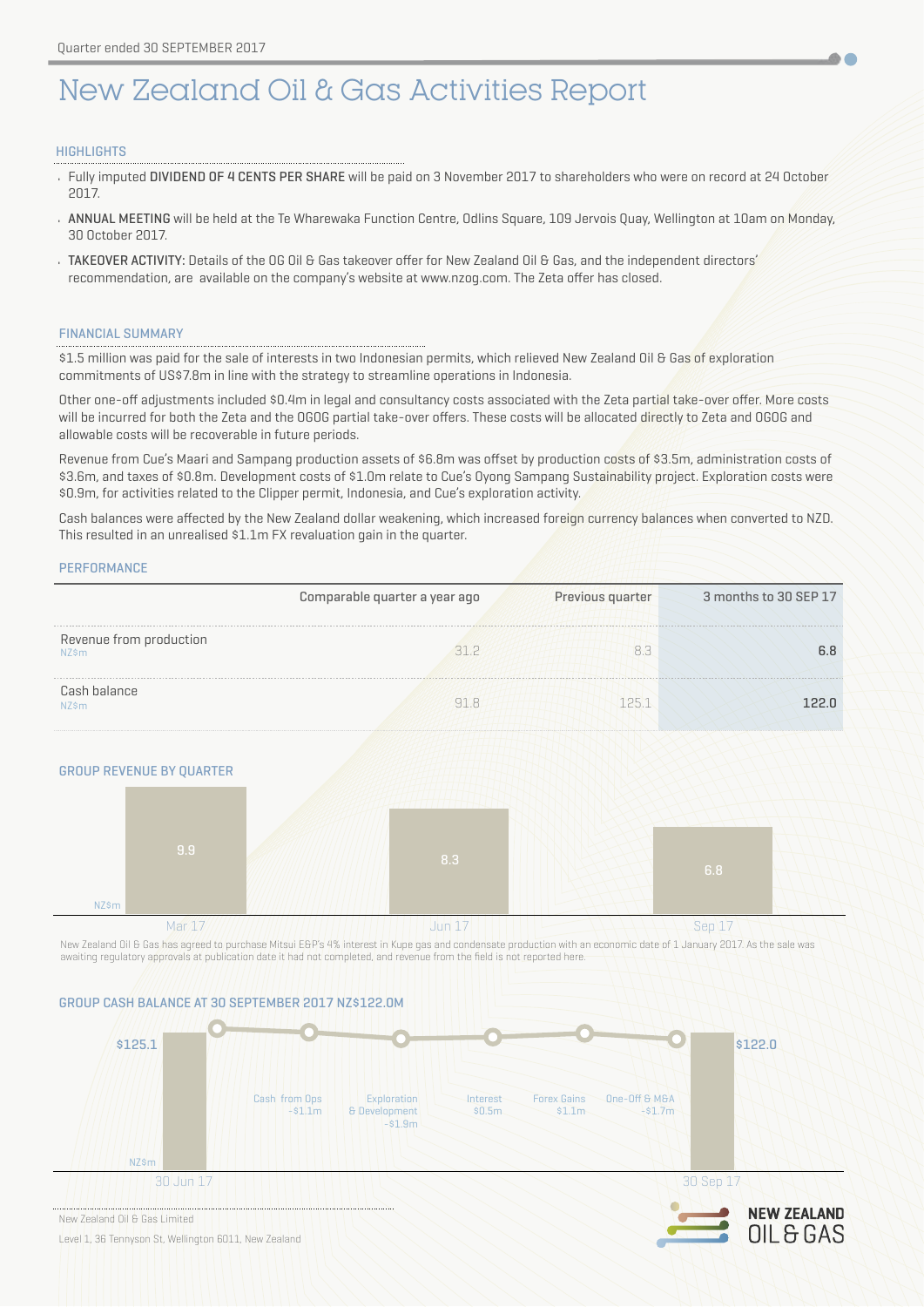Quarter ended 30 SEPTEMBER 2017

# New Zealand Oil & Gas Activities Report

## HIGHLIGHTS

- Fully imputed **DIVIDEND OF 4 CENTS PER SHARE** will be paid on 3 November 2017 to shareholders who were on record at 24 October 2017.
- **ANNUAL MEETING** will be held at the Te Wharewaka Function Centre, Odlins Square, 109 Jervois Quay, Wellington at 10am on Monday, 30 October 2017.
- **TAKEOVER ACTIVITY:** Details of the OG Oil & Gas takeover offer for New Zealand Oil & Gas, and the independent directors' recommendation, are available on the company's website at www.nzog.com. The Zeta offer has closed.

## FINANCIAL SUMMARY

$1.5 million was paid for the sale of interests in two Indonesian permits, which relieved New Zealand Oil & Gas of exploration commitments of US$7.8m in line with the strategy to streamline operations in Indonesia.

Other one-off adjustments included $0.4m in legal and consultancy costs associated with the Zeta partial take-over offer. More costs will be incurred for both the Zeta and the OGOG partial take-over offers. These costs will be allocated directly to Zeta and OGOG and allowable costs will be recoverable in future periods.

Revenue from Cue's Maari and Sampang production assets of $6.8m was offset by production costs of $3.5m, administration costs of $3.6m, and taxes of $0.8m. Development costs of $1.0m relate to Cue's Oyong Sampang Sustainability project. Exploration costs were $0.9m, for activities related to the Clipper permit, Indonesia, and Cue's exploration activity.

Cash balances were affected by the New Zealand dollar weakening, which increased foreign currency balances when converted to NZD. This resulted in an unrealised $1.1m FX revaluation gain in the quarter.

## PERFORMANCE

| | Comparable quarter a year ago | Previous quarter | 3 months to 30 SEP 17 |
|---|---|---|---|
| Revenue from production NZ$m | 31.2 | 8.3 | **6.8** |
| Cash balance NZ$m | 91.8 | 125.1 | **122.0** |

## GROUP REVENUE BY QUARTER

| NZ$m | Mar 17 | Jun 17 | Sep 17 |
|---|---|---|---|
| Revenue | 9.9 | 8.3 | 6.8 |

New Zealand Oil & Gas has agreed to purchase Mitsui E&P's 4% interest in Kupe gas and condensate production with an economic date of 1 January 2017. As the sale was awaiting regulatory approvals at publication date it had not completed, and revenue from the field is not reported here.

## GROUP CASH BALANCE AT 30 SEPTEMBER 2017 NZ$122.0M

| NZ$m | |
|---|---|
| 30 Jun 17 | $125.1 |
| Cash from Ops | -$1.1m |
| Exploration & Development | -$1.9m |
| Interest | $0.5m |
| Forex Gains | $1.1m |
| One-Off & M&A | -$1.7m |
| 30 Sep 17 | $122.0 |

New Zealand Oil & Gas Limited

Level 1, 36 Tennyson St, Wellington 6011, New Zealand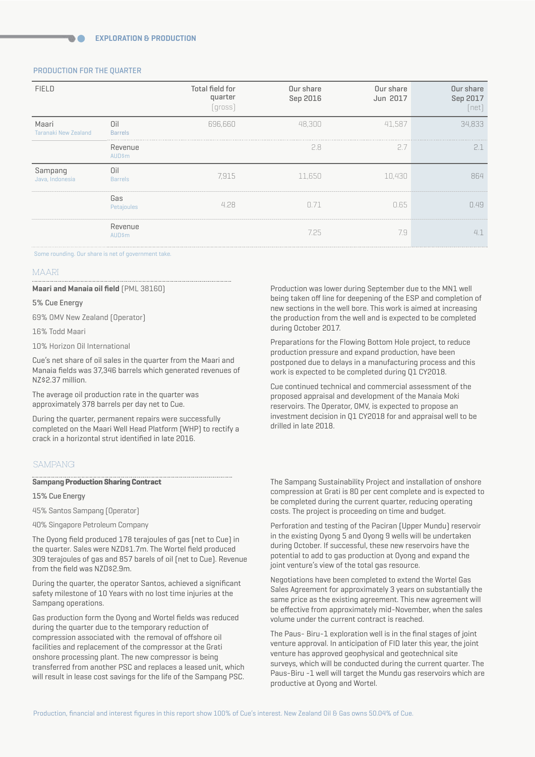## EXPLORATION & PRODUCTION

### PRODUCTION FOR THE QUARTER

| FIELD | | Total field for quarter (gross) | Our share Sep 2016 | Our share Jun 2017 | Our share Sep 2017 (net) |
|---|---|---|---|---|---|
| Maari Taranaki New Zealand | Oil Barrels | 696,660 | 48,300 | 41,587 | 34,833 |
| | Revenue AUD$m | | 2.8 | 2.7 | 2.1 |
| Sampang Java, Indonesia | Oil Barrels | 7,915 | 11,650 | 10,430 | 864 |
| | Gas Petajoules | 4.28 | 0.71 | 0.65 | 0.49 |
| | Revenue AUD$m | | 7.25 | 7.9 | 4.1 |

Some rounding. Our share is net of government take.

### MAARI

**Maari and Manaia oil field** (PML 38160)

5% Cue Energy

69% OMV New Zealand (Operator)

16% Todd Maari

10% Horizon Oil International

Cue's net share of oil sales in the quarter from the Maari and Manaia fields was 37,346 barrels which generated revenues of NZ$2.37 million.

The average oil production rate in the quarter was approximately 378 barrels per day net to Cue.

During the quarter, permanent repairs were successfully completed on the Maari Well Head Platform (WHP) to rectify a crack in a horizontal strut identified in late 2016.

Production was lower during September due to the MN1 well being taken off line for deepening of the ESP and completion of new sections in the well bore. This work is aimed at increasing the production from the well and is expected to be completed during October 2017.

Preparations for the Flowing Bottom Hole project, to reduce production pressure and expand production, have been postponed due to delays in a manufacturing process and this work is expected to be completed during Q1 CY2018.

Cue continued technical and commercial assessment of the proposed appraisal and development of the Manaia Moki reservoirs. The Operator, OMV, is expected to propose an investment decision in Q1 CY2018 for and appraisal well to be drilled in late 2018.

### SAMPANG

**Sampang Production Sharing Contract**

15% Cue Energy

45% Santos Sampang (Operator)

40% Singapore Petroleum Company

The Oyong field produced 178 terajoules of gas (net to Cue) in the quarter. Sales were NZD$1.7m. The Wortel field produced 309 terajoules of gas and 857 barels of oil (net to Cue). Revenue from the field was NZD$2.9m.

During the quarter, the operator Santos, achieved a significant safety milestone of 10 Years with no lost time injuries at the Sampang operations.

Gas production form the Oyong and Wortel fields was reduced during the quarter due to the temporary reduction of compression associated with the removal of offshore oil facilities and replacement of the compressor at the Grati onshore processing plant. The new compressor is being transferred from another PSC and replaces a leased unit, which will result in lease cost savings for the life of the Sampang PSC.

The Sampang Sustainability Project and installation of onshore compression at Grati is 80 per cent complete and is expected to be completed during the current quarter, reducing operating costs. The project is proceeding on time and budget.

Perforation and testing of the Paciran (Upper Mundu) reservoir in the existing Oyong 5 and Oyong 9 wells will be undertaken during October. If successful, these new reservoirs have the potential to add to gas production at Oyong and expand the joint venture's view of the total gas resource.

Negotiations have been completed to extend the Wortel Gas Sales Agreement for approximately 3 years on substantially the same price as the existing agreement. This new agreement will be effective from approximately mid-November, when the sales volume under the current contract is reached.

The Paus- Biru-1 exploration well is in the final stages of joint venture approval. In anticipation of FID later this year, the joint venture has approved geophysical and geotechnical site surveys, which will be conducted during the current quarter. The Paus-Biru -1 well will target the Mundu gas reservoirs which are productive at Oyong and Wortel.

Production, financial and interest figures in this report show 100% of Cue's interest. New Zealand Oil & Gas owns 50.04% of Cue.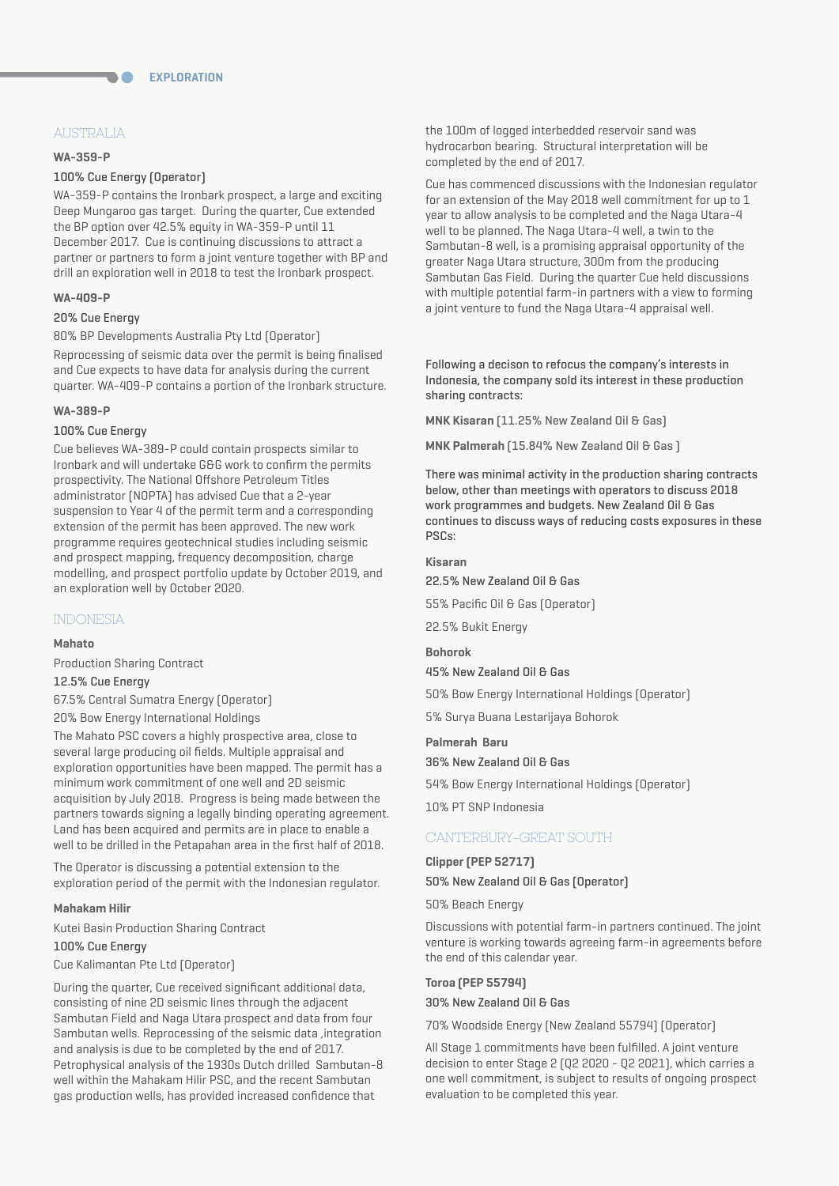# EXPLORATION

## AUSTRALIA

### WA-359-P

100% Cue Energy (Operator)

WA-359-P contains the Ironbark prospect, a large and exciting Deep Mungaroo gas target. During the quarter, Cue extended the BP option over 42.5% equity in WA-359-P until 11 December 2017. Cue is continuing discussions to attract a partner or partners to form a joint venture together with BP and drill an exploration well in 2018 to test the Ironbark prospect.

### WA-409-P

20% Cue Energy

80% BP Developments Australia Pty Ltd (Operator)

Reprocessing of seismic data over the permit is being finalised and Cue expects to have data for analysis during the current quarter. WA-409-P contains a portion of the Ironbark structure.

### WA-389-P

100% Cue Energy

Cue believes WA-389-P could contain prospects similar to Ironbark and will undertake G&G work to confirm the permits prospectivity. The National Offshore Petroleum Titles administrator (NOPTA) has advised Cue that a 2-year suspension to Year 4 of the permit term and a corresponding extension of the permit has been approved. The new work programme requires geotechnical studies including seismic and prospect mapping, frequency decomposition, charge modelling, and prospect portfolio update by October 2019, and an exploration well by October 2020.

## INDONESIA

### Mahato

Production Sharing Contract

12.5% Cue Energy

67.5% Central Sumatra Energy (Operator)

20% Bow Energy International Holdings

The Mahato PSC covers a highly prospective area, close to several large producing oil fields. Multiple appraisal and exploration opportunities have been mapped. The permit has a minimum work commitment of one well and 2D seismic acquisition by July 2018. Progress is being made between the partners towards signing a legally binding operating agreement. Land has been acquired and permits are in place to enable a well to be drilled in the Petapahan area in the first half of 2018.

The Operator is discussing a potential extension to the exploration period of the permit with the Indonesian regulator.

### Mahakam Hilir

Kutei Basin Production Sharing Contract

100% Cue Energy

Cue Kalimantan Pte Ltd (Operator)

During the quarter, Cue received significant additional data, consisting of nine 2D seismic lines through the adjacent Sambutan Field and Naga Utara prospect and data from four Sambutan wells. Reprocessing of the seismic data ,integration and analysis is due to be completed by the end of 2017. Petrophysical analysis of the 1930s Dutch drilled Sambutan-8 well within the Mahakam Hilir PSC, and the recent Sambutan gas production wells, has provided increased confidence that the 100m of logged interbedded reservoir sand was hydrocarbon bearing. Structural interpretation will be completed by the end of 2017.

Cue has commenced discussions with the Indonesian regulator for an extension of the May 2018 well commitment for up to 1 year to allow analysis to be completed and the Naga Utara-4 well to be planned. The Naga Utara-4 well, a twin to the Sambutan-8 well, is a promising appraisal opportunity of the greater Naga Utara structure, 300m from the producing Sambutan Gas Field. During the quarter Cue held discussions with multiple potential farm-in partners with a view to forming a joint venture to fund the Naga Utara-4 appraisal well.

Following a decison to refocus the company's interests in Indonesia, the company sold its interest in these production sharing contracts:

**MNK Kisaran** (11.25% New Zealand Oil & Gas)

**MNK Palmerah** (15.84% New Zealand Oil & Gas )

There was minimal activity in the production sharing contracts below, other than meetings with operators to discuss 2018 work programmes and budgets. New Zealand Oil & Gas continues to discuss ways of reducing costs exposures in these PSCs:

### Kisaran

22.5% New Zealand Oil & Gas

55% Pacific Oil & Gas (Operator)

22.5% Bukit Energy

### Bohorok

45% New Zealand Oil & Gas

50% Bow Energy International Holdings (Operator)

5% Surya Buana Lestarijaya Bohorok

### Palmerah Baru

36% New Zealand Oil & Gas

54% Bow Energy International Holdings (Operator)

10% PT SNP Indonesia

## CANTERBURY-GREAT SOUTH

### Clipper (PEP 52717)

50% New Zealand Oil & Gas (Operator)

50% Beach Energy

Discussions with potential farm-in partners continued. The joint venture is working towards agreeing farm-in agreements before the end of this calendar year.

### Toroa (PEP 55794)

30% New Zealand Oil & Gas

70% Woodside Energy (New Zealand 55794) (Operator)

All Stage 1 commitments have been fulfilled. A joint venture decision to enter Stage 2 (Q2 2020 - Q2 2021), which carries a one well commitment, is subject to results of ongoing prospect evaluation to be completed this year.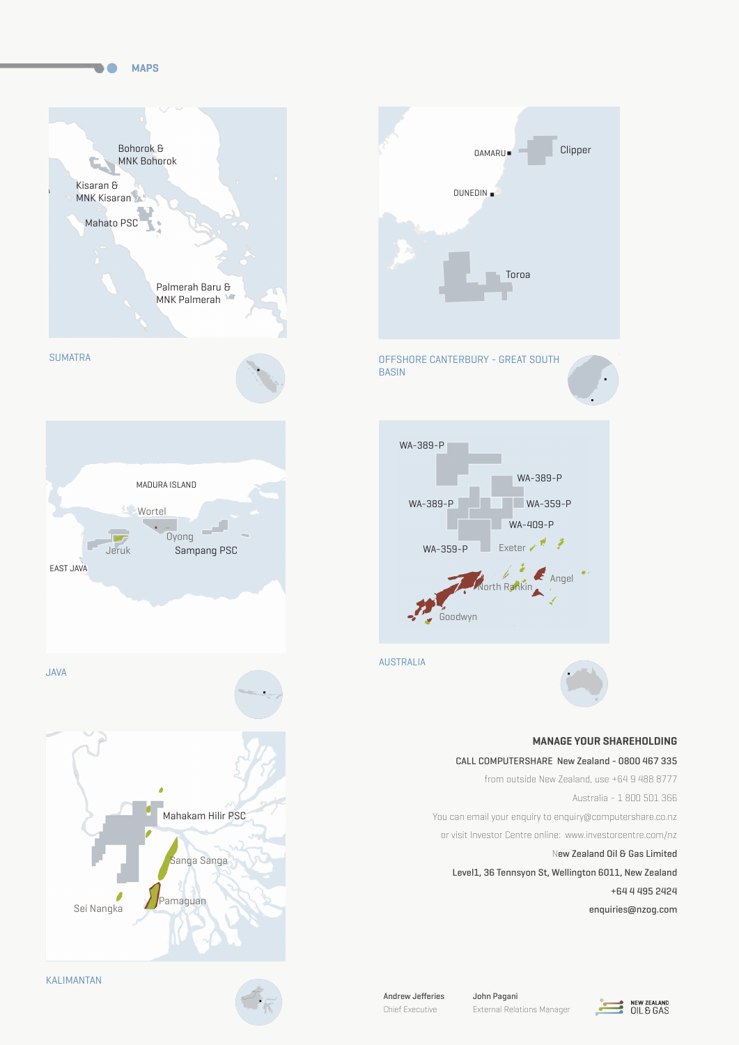## MAPS

Bohorok & MNK Bohorok

Kisaran & MNK Kisaran

Mahato PSC

Palmerah Baru & MNK Palmerah

SUMATRA

OAMARU

Clipper

DUNEDIN

Toroa

OFFSHORE CANTERBURY - GREAT SOUTH BASIN

MADURA ISLAND

Wortel

Oyong

Jeruk

Sampang PSC

EAST JAVA

JAVA

WA-389-P

WA-389-P

WA-389-P

WA-359-P

WA-409-P

WA-359-P

Exeter

Angel

North Rankin

Goodwyn

AUSTRALIA

Mahakam Hilir PSC

Sanga Sanga

Pamaguan

Sei Nangka

KALIMANTAN

**MANAGE YOUR SHAREHOLDING**

CALL COMPUTERSHARE New Zealand - 0800 467 335

from outside New Zealand, use +64 9 488 8777

Australia - 1 800 501 366

You can email your enquiry to enquiry@computershare.co.nz

or visit Investor Centre online: www.investorcentre.com/nz

New Zealand Oil & Gas Limited

Level1, 36 Tennyson St, Wellington 6011, New Zealand

+64 4 495 2424

enquiries@nzog.com

Andrew Jefferies
Chief Executive

John Pagani
External Relations Manager

NEW ZEALAND OIL & GAS